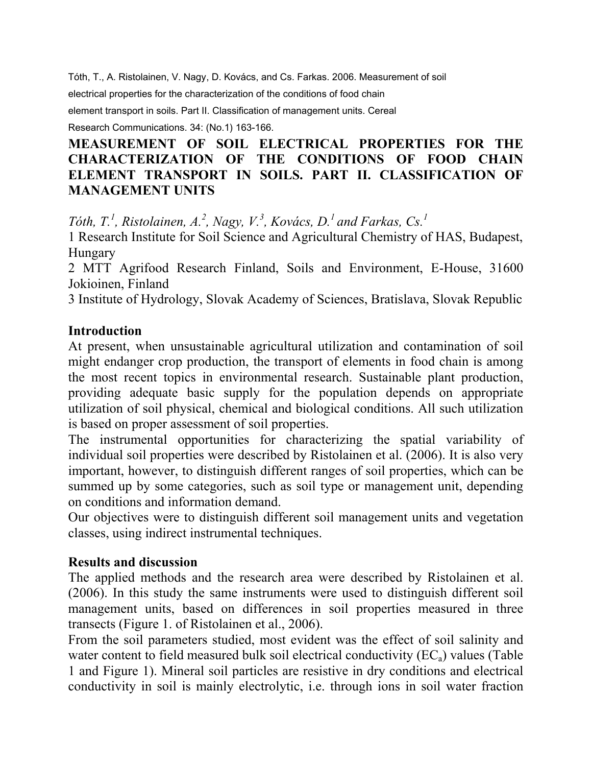Tóth, T., A. Ristolainen, V. Nagy, D. Kovács, and Cs. Farkas. 2006. Measurement of soil electrical properties for the characterization of the conditions of food chain element transport in soils. Part II. Classification of management units. Cereal Research Communications. 34: (No.1) 163-166.

# MEASUREMENT OF SOIL ELECTRICAL PROPERTIES FOR THE CHARACTERIZATION OF THE CONDITIONS OF FOOD CHAIN ELEMENT TRANSPORT IN SOILS. PART II. CLASSIFICATION OF MANAGEMENT UNITS

*Tóth, T.[1], Ristolainen, A.[2], Nagy, V.[3], Kovács, D.[1] and Farkas, Cs.[1]*

1 Research Institute for Soil Science and Agricultural Chemistry of HAS, Budapest, Hungary

2 MTT Agrifood Research Finland, Soils and Environment, E-House, 31600 Jokioinen, Finland

3 Institute of Hydrology, Slovak Academy of Sciences, Bratislava, Slovak Republic

## Introduction

At present, when unsustainable agricultural utilization and contamination of soil might endanger crop production, the transport of elements in food chain is among the most recent topics in environmental research. Sustainable plant production, providing adequate basic supply for the population depends on appropriate utilization of soil physical, chemical and biological conditions. All such utilization is based on proper assessment of soil properties.

The instrumental opportunities for characterizing the spatial variability of individual soil properties were described by Ristolainen et al. (2006). It is also very important, however, to distinguish different ranges of soil properties, which can be summed up by some categories, such as soil type or management unit, depending on conditions and information demand.

Our objectives were to distinguish different soil management units and vegetation classes, using indirect instrumental techniques.

## Results and discussion

The applied methods and the research area were described by Ristolainen et al. (2006). In this study the same instruments were used to distinguish different soil management units, based on differences in soil properties measured in three transects (Figure 1. of Ristolainen et al., 2006).

From the soil parameters studied, most evident was the effect of soil salinity and water content to field measured bulk soil electrical conductivity ($EC_a$) values (Table 1 and Figure 1). Mineral soil particles are resistive in dry conditions and electrical conductivity in soil is mainly electrolytic, i.e. through ions in soil water fraction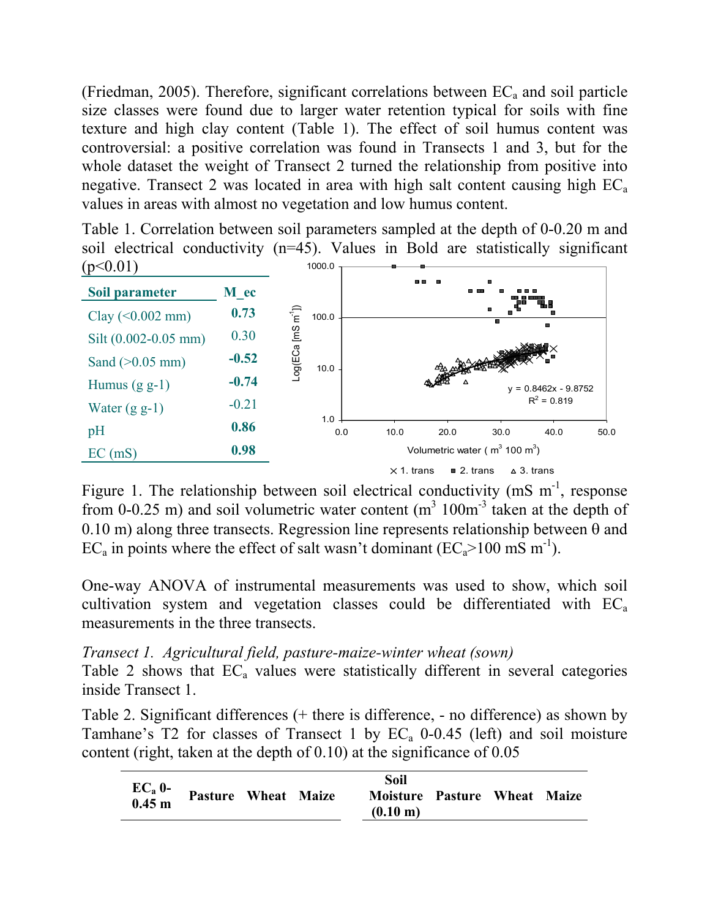(Friedman, 2005). Therefore, significant correlations between $EC_a$ and soil particle size classes were found due to larger water retention typical for soils with fine texture and high clay content (Table 1). The effect of soil humus content was controversial: a positive correlation was found in Transects 1 and 3, but for the whole dataset the weight of Transect 2 turned the relationship from positive into negative. Transect 2 was located in area with high salt content causing high $EC_a$ values in areas with almost no vegetation and low humus content.

Table 1. Correlation between soil parameters sampled at the depth of 0-0.20 m and soil electrical conductivity (n=45). Values in Bold are statistically significant (p<0.01)

| Soil parameter | M_ec |
|---|---|
| Clay (<0.002 mm) | **0.73** |
| Silt (0.002-0.05 mm) | 0.30 |
| Sand (>0.05 mm) | **-0.52** |
| Humus (g g-1) | **-0.74** |
| Water (g g-1) | -0.21 |
| pH | **0.86** |
| EC (mS) | **0.98** |

Figure 1. The relationship between soil electrical conductivity (mS $m^{-1}$, response from 0-0.25 m) and soil volumetric water content ($m^3$ 100$m^{-3}$ taken at the depth of 0.10 m) along three transects. Regression line represents relationship between θ and $EC_a$ in points where the effect of salt wasn't dominant ($EC_a$>100 mS $m^{-1}$).

One-way ANOVA of instrumental measurements was used to show, which soil cultivation system and vegetation classes could be differentiated with $EC_a$ measurements in the three transects.

*Transect 1. Agricultural field, pasture-maize-winter wheat (sown)*

Table 2 shows that $EC_a$ values were statistically different in several categories inside Transect 1.

Table 2. Significant differences (+ there is difference, - no difference) as shown by Tamhane's T2 for classes of Transect 1 by $EC_a$ 0-0.45 (left) and soil moisture content (right, taken at the depth of 0.10) at the significance of 0.05

| $EC_a$ 0-0.45 m | Pasture | Wheat | Maize |
|---|---|---|---|

| Soil Moisture (0.10 m) | Pasture | Wheat | Maize |
|---|---|---|---|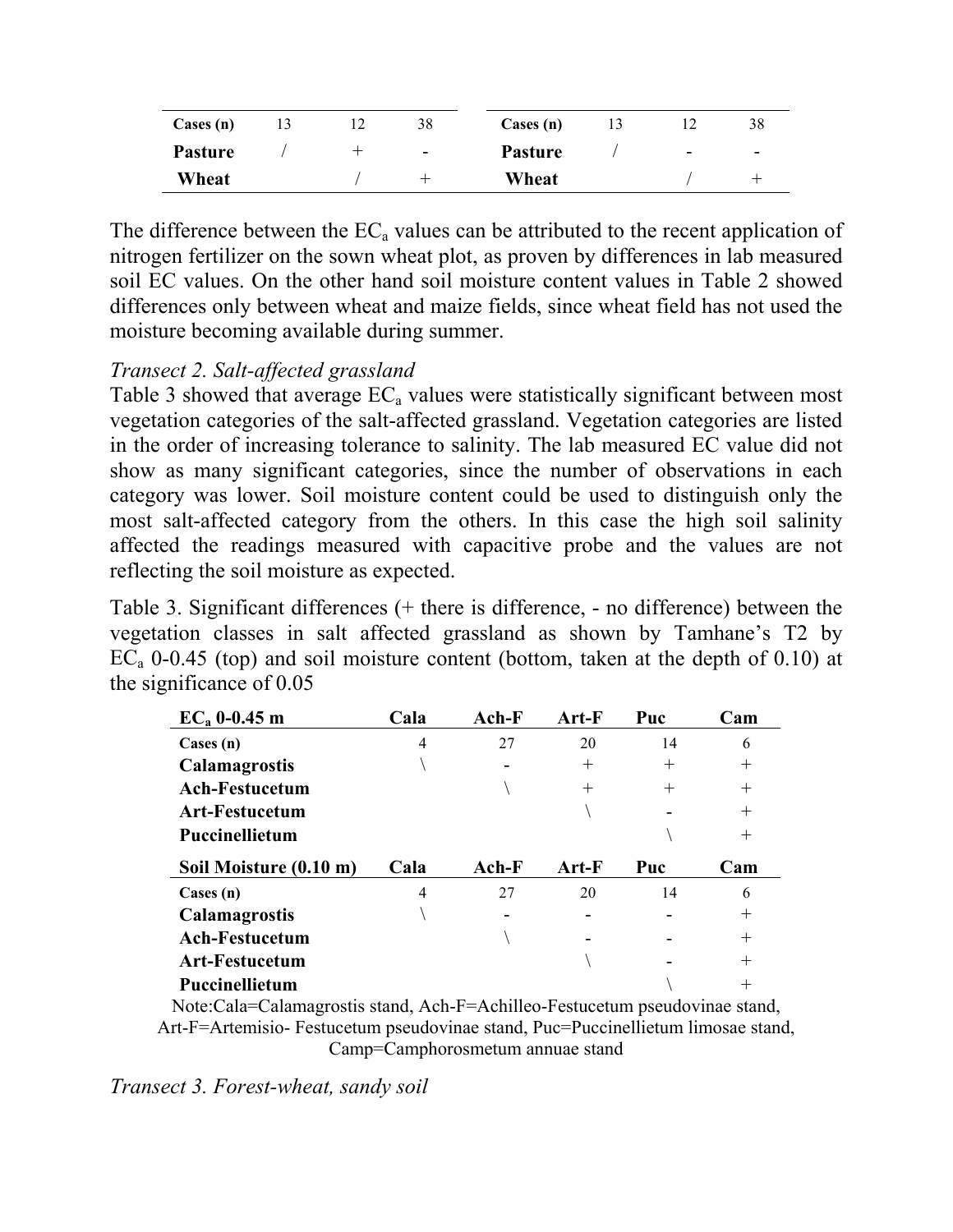| Cases (n) | 13 | 12 | 38 |
|---|---|---|---|
| **Pasture** | / | + | - |
| **Wheat** | | / | + |

| Cases (n) | 13 | 12 | 38 |
|---|---|---|---|
| **Pasture** | / | - | - |
| **Wheat** | | / | + |

The difference between the $EC_a$ values can be attributed to the recent application of nitrogen fertilizer on the sown wheat plot, as proven by differences in lab measured soil EC values. On the other hand soil moisture content values in Table 2 showed differences only between wheat and maize fields, since wheat field has not used the moisture becoming available during summer.

*Transect 2. Salt-affected grassland*

Table 3 showed that average $EC_a$ values were statistically significant between most vegetation categories of the salt-affected grassland. Vegetation categories are listed in the order of increasing tolerance to salinity. The lab measured EC value did not show as many significant categories, since the number of observations in each category was lower. Soil moisture content could be used to distinguish only the most salt-affected category from the others. In this case the high soil salinity affected the readings measured with capacitive probe and the values are not reflecting the soil moisture as expected.

Table 3. Significant differences (+ there is difference, - no difference) between the vegetation classes in salt affected grassland as shown by Tamhane's T2 by $EC_a$ 0-0.45 (top) and soil moisture content (bottom, taken at the depth of 0.10) at the significance of 0.05

| **$EC_a$ 0-0.45 m** | **Cala** | **Ach-F** | **Art-F** | **Puc** | **Cam** |
|---|---|---|---|---|---|
| **Cases (n)** | 4 | 27 | 20 | 14 | 6 |
| **Calamagrostis** | \ | - | + | + | + |
| **Ach-Festucetum** | | \ | + | + | + |
| **Art-Festucetum** | | | \ | - | + |
| **Puccinellietum** | | | | \ | + |
| **Soil Moisture (0.10 m)** | **Cala** | **Ach-F** | **Art-F** | **Puc** | **Cam** |
| **Cases (n)** | 4 | 27 | 20 | 14 | 6 |
| **Calamagrostis** | \ | - | - | - | + |
| **Ach-Festucetum** | | \ | - | - | + |
| **Art-Festucetum** | | | \ | - | + |
| **Puccinellietum** | | | | \ | + |

Note:Cala=Calamagrostis stand, Ach-F=Achilleo-Festucetum pseudovinae stand, Art-F=Artemisio- Festucetum pseudovinae stand, Puc=Puccinellietum limosae stand, Camp=Camphorosmetum annuae stand

*Transect 3. Forest-wheat, sandy soil*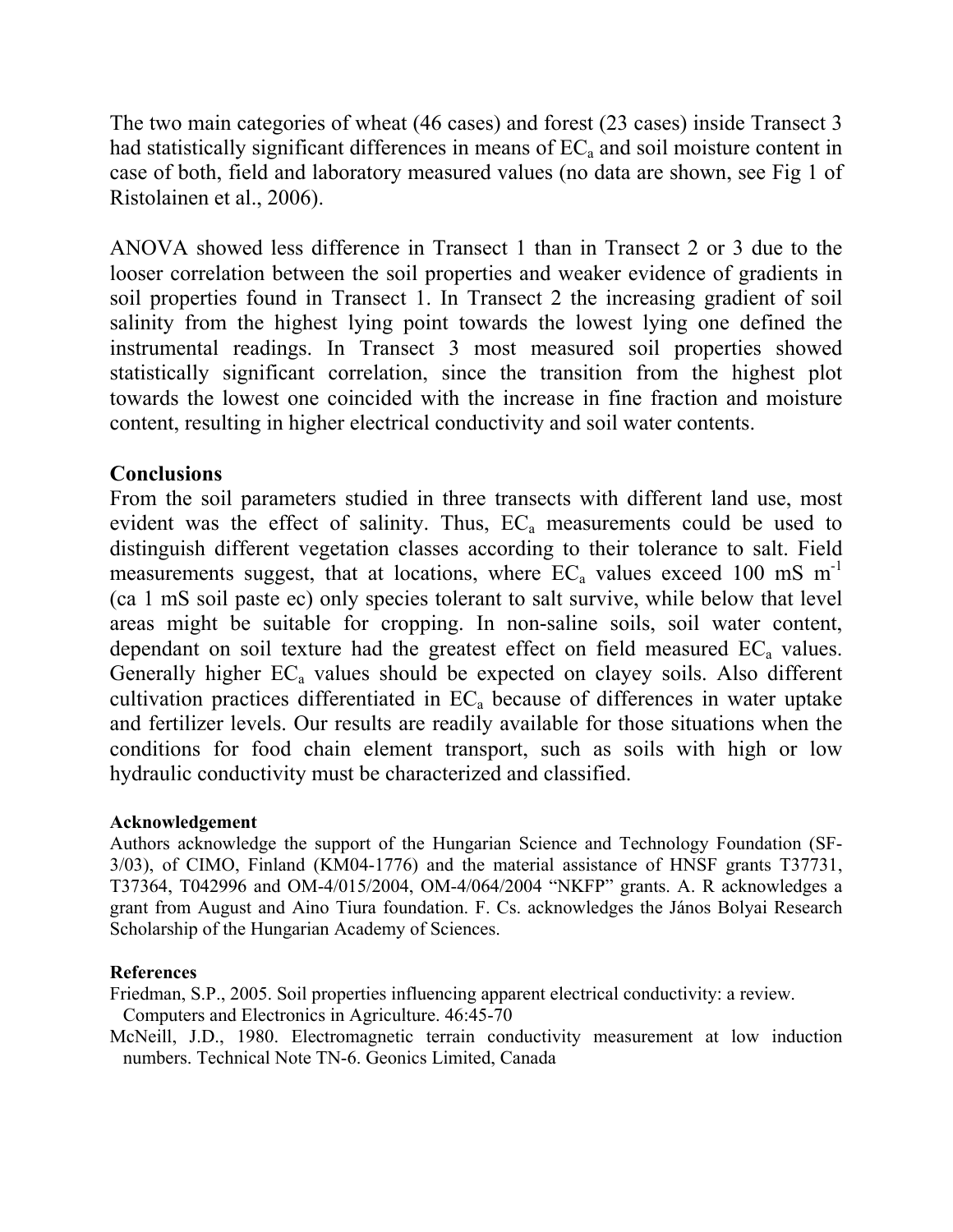The two main categories of wheat (46 cases) and forest (23 cases) inside Transect 3 had statistically significant differences in means of $EC_a$ and soil moisture content in case of both, field and laboratory measured values (no data are shown, see Fig 1 of Ristolainen et al., 2006).

ANOVA showed less difference in Transect 1 than in Transect 2 or 3 due to the looser correlation between the soil properties and weaker evidence of gradients in soil properties found in Transect 1. In Transect 2 the increasing gradient of soil salinity from the highest lying point towards the lowest lying one defined the instrumental readings. In Transect 3 most measured soil properties showed statistically significant correlation, since the transition from the highest plot towards the lowest one coincided with the increase in fine fraction and moisture content, resulting in higher electrical conductivity and soil water contents.

## Conclusions

From the soil parameters studied in three transects with different land use, most evident was the effect of salinity. Thus, $EC_a$ measurements could be used to distinguish different vegetation classes according to their tolerance to salt. Field measurements suggest, that at locations, where $EC_a$ values exceed 100 mS $m^{-1}$ (ca 1 mS soil paste ec) only species tolerant to salt survive, while below that level areas might be suitable for cropping. In non-saline soils, soil water content, dependant on soil texture had the greatest effect on field measured $EC_a$ values. Generally higher $EC_a$ values should be expected on clayey soils. Also different cultivation practices differentiated in $EC_a$ because of differences in water uptake and fertilizer levels. Our results are readily available for those situations when the conditions for food chain element transport, such as soils with high or low hydraulic conductivity must be characterized and classified.

#### Acknowledgement

Authors acknowledge the support of the Hungarian Science and Technology Foundation (SF-3/03), of CIMO, Finland (KM04-1776) and the material assistance of HNSF grants T37731, T37364, T042996 and OM-4/015/2004, OM-4/064/2004 "NKFP" grants. A. R acknowledges a grant from August and Aino Tiura foundation. F. Cs. acknowledges the János Bolyai Research Scholarship of the Hungarian Academy of Sciences.

#### References

Friedman, S.P., 2005. Soil properties influencing apparent electrical conductivity: a review. Computers and Electronics in Agriculture. 46:45-70

McNeill, J.D., 1980. Electromagnetic terrain conductivity measurement at low induction numbers. Technical Note TN-6. Geonics Limited, Canada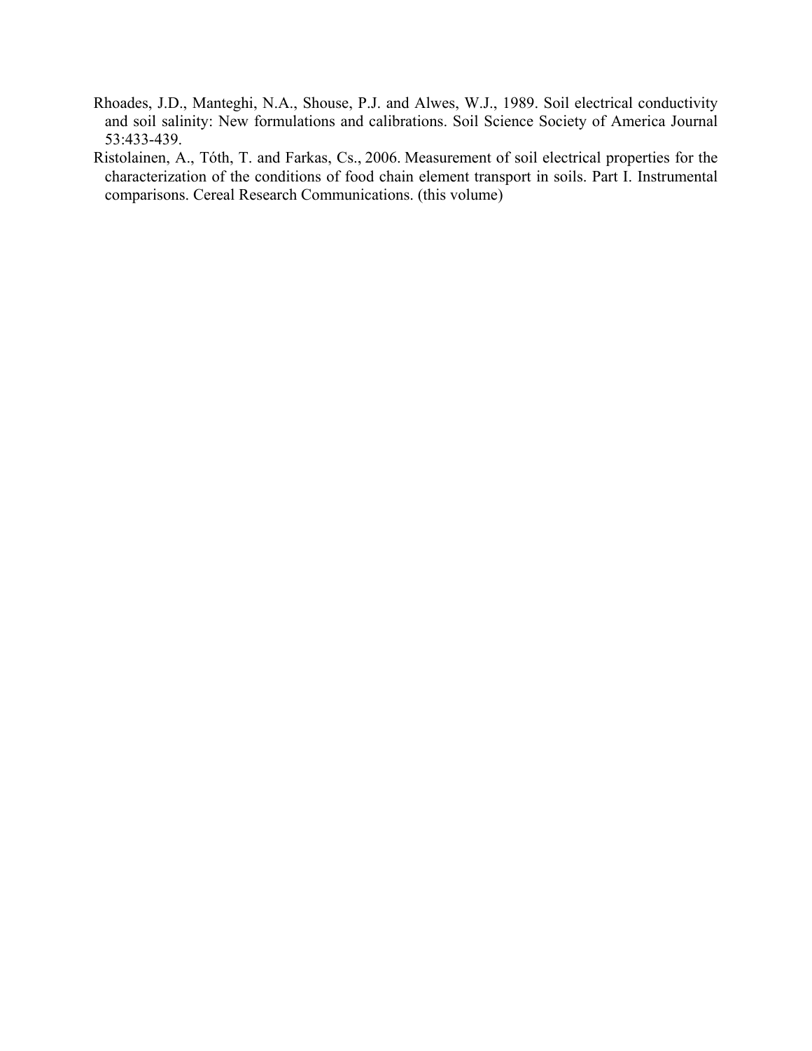Rhoades, J.D., Manteghi, N.A., Shouse, P.J. and Alwes, W.J., 1989. Soil electrical conductivity and soil salinity: New formulations and calibrations. Soil Science Society of America Journal 53:433-439.

Ristolainen, A., Tóth, T. and Farkas, Cs., 2006. Measurement of soil electrical properties for the characterization of the conditions of food chain element transport in soils. Part I. Instrumental comparisons. Cereal Research Communications. (this volume)